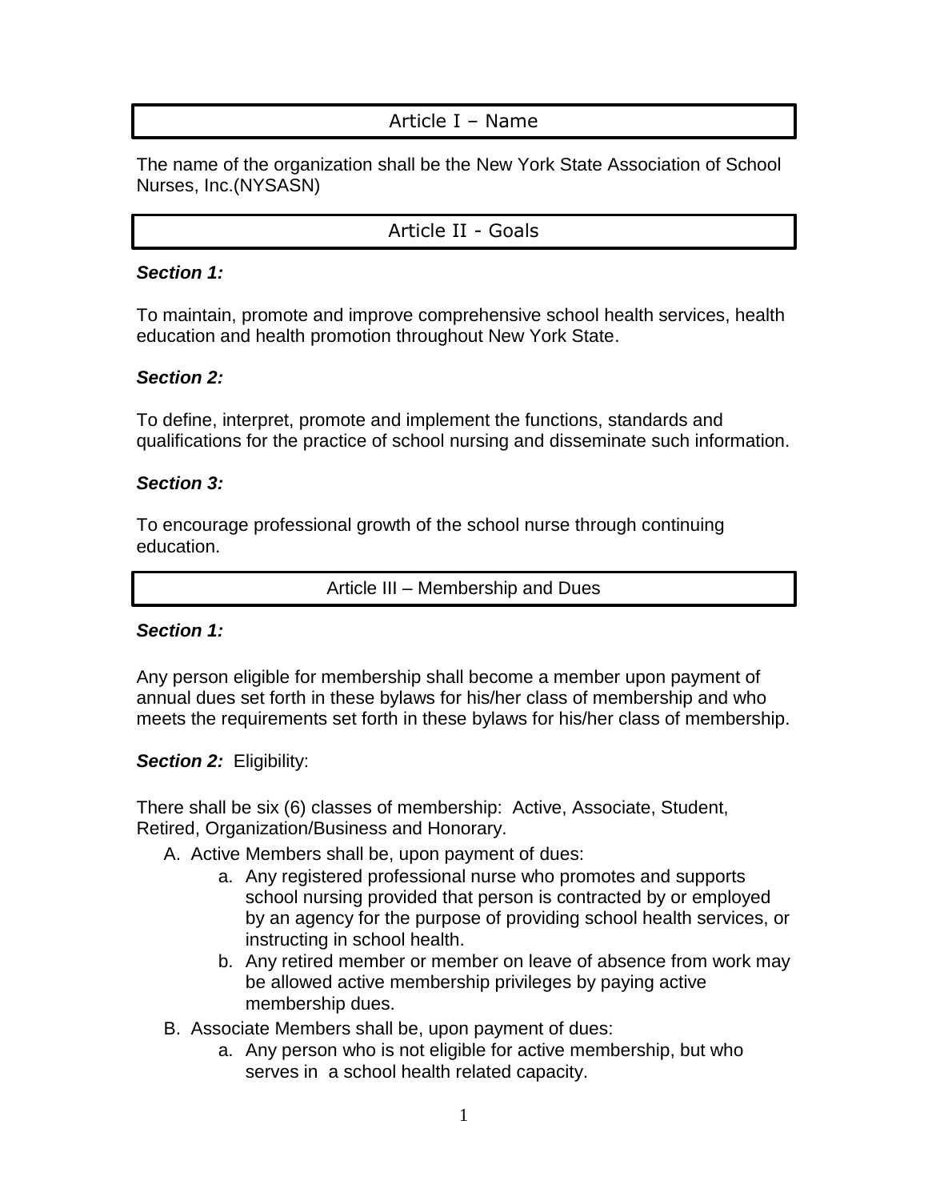## Article I – Name

The name of the organization shall be the New York State Association of School Nurses, Inc.(NYSASN)

## Article II - Goals

***Section 1:***

To maintain, promote and improve comprehensive school health services, health education and health promotion throughout New York State.

***Section 2:***

To define, interpret, promote and implement the functions, standards and qualifications for the practice of school nursing and disseminate such information.

***Section 3:***

To encourage professional growth of the school nurse through continuing education.

## Article III – Membership and Dues

***Section 1:***

Any person eligible for membership shall become a member upon payment of annual dues set forth in these bylaws for his/her class of membership and who meets the requirements set forth in these bylaws for his/her class of membership.

***Section 2:*** Eligibility:

There shall be six (6) classes of membership: Active, Associate, Student, Retired, Organization/Business and Honorary.

A. Active Members shall be, upon payment of dues:
   a. Any registered professional nurse who promotes and supports school nursing provided that person is contracted by or employed by an agency for the purpose of providing school health services, or instructing in school health.
   b. Any retired member or member on leave of absence from work may be allowed active membership privileges by paying active membership dues.

B. Associate Members shall be, upon payment of dues:
   a. Any person who is not eligible for active membership, but who serves in a school health related capacity.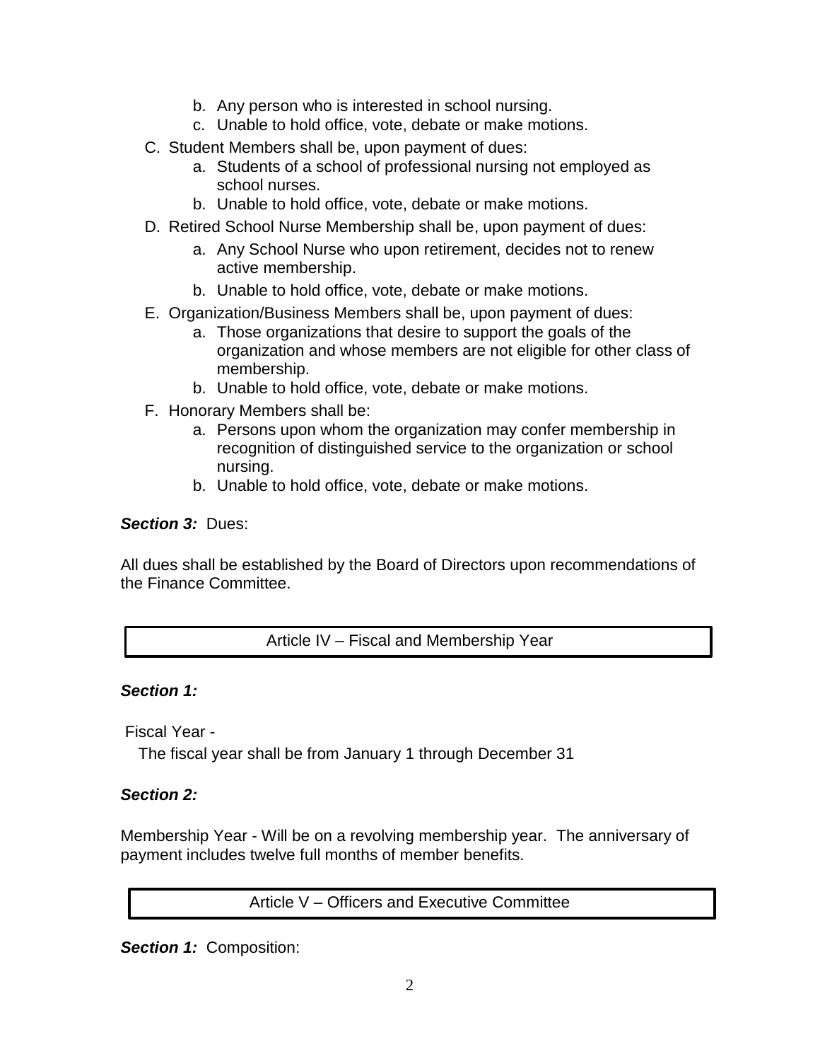b. Any person who is interested in school nursing.
   c. Unable to hold office, vote, debate or make motions.

C. Student Members shall be, upon payment of dues:
   a. Students of a school of professional nursing not employed as school nurses.
   b. Unable to hold office, vote, debate or make motions.

D. Retired School Nurse Membership shall be, upon payment of dues:
   a. Any School Nurse who upon retirement, decides not to renew active membership.
   b. Unable to hold office, vote, debate or make motions.

E. Organization/Business Members shall be, upon payment of dues:
   a. Those organizations that desire to support the goals of the organization and whose members are not eligible for other class of membership.
   b. Unable to hold office, vote, debate or make motions.

F. Honorary Members shall be:
   a. Persons upon whom the organization may confer membership in recognition of distinguished service to the organization or school nursing.
   b. Unable to hold office, vote, debate or make motions.

***Section 3:*** Dues:

All dues shall be established by the Board of Directors upon recommendations of the Finance Committee.

## Article IV – Fiscal and Membership Year

***Section 1:***

Fiscal Year -

The fiscal year shall be from January 1 through December 31

***Section 2:***

Membership Year - Will be on a revolving membership year. The anniversary of payment includes twelve full months of member benefits.

## Article V – Officers and Executive Committee

***Section 1:*** Composition: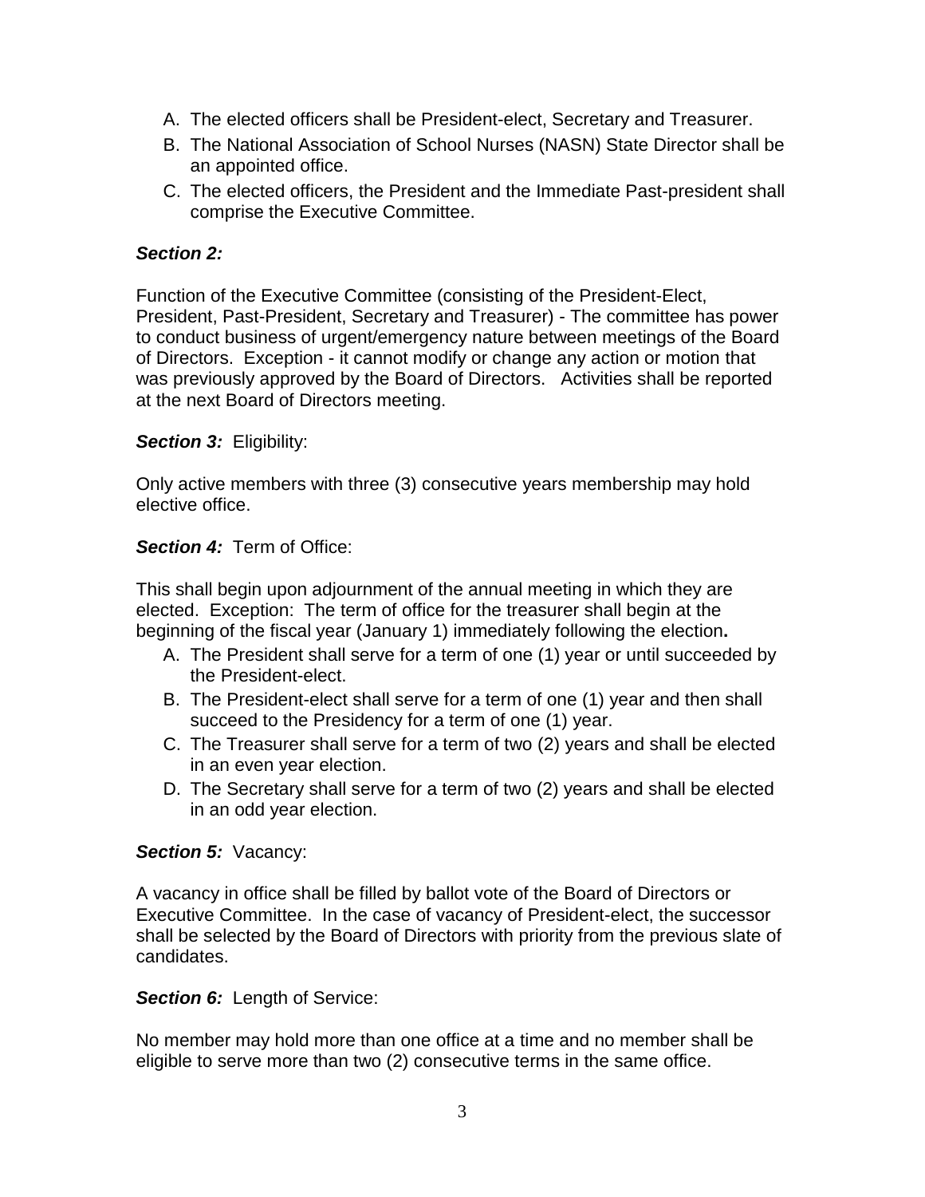A. The elected officers shall be President-elect, Secretary and Treasurer.
B. The National Association of School Nurses (NASN) State Director shall be an appointed office.
C. The elected officers, the President and the Immediate Past-president shall comprise the Executive Committee.

***Section 2:***

Function of the Executive Committee (consisting of the President-Elect, President, Past-President, Secretary and Treasurer) - The committee has power to conduct business of urgent/emergency nature between meetings of the Board of Directors. Exception - it cannot modify or change any action or motion that was previously approved by the Board of Directors. Activities shall be reported at the next Board of Directors meeting.

***Section 3:*** Eligibility:

Only active members with three (3) consecutive years membership may hold elective office.

***Section 4:*** Term of Office:

This shall begin upon adjournment of the annual meeting in which they are elected. Exception: The term of office for the treasurer shall begin at the beginning of the fiscal year (January 1) immediately following the election**.**

A. The President shall serve for a term of one (1) year or until succeeded by the President-elect.
B. The President-elect shall serve for a term of one (1) year and then shall succeed to the Presidency for a term of one (1) year.
C. The Treasurer shall serve for a term of two (2) years and shall be elected in an even year election.
D. The Secretary shall serve for a term of two (2) years and shall be elected in an odd year election.

***Section 5:*** Vacancy:

A vacancy in office shall be filled by ballot vote of the Board of Directors or Executive Committee. In the case of vacancy of President-elect, the successor shall be selected by the Board of Directors with priority from the previous slate of candidates.

***Section 6:*** Length of Service:

No member may hold more than one office at a time and no member shall be eligible to serve more than two (2) consecutive terms in the same office.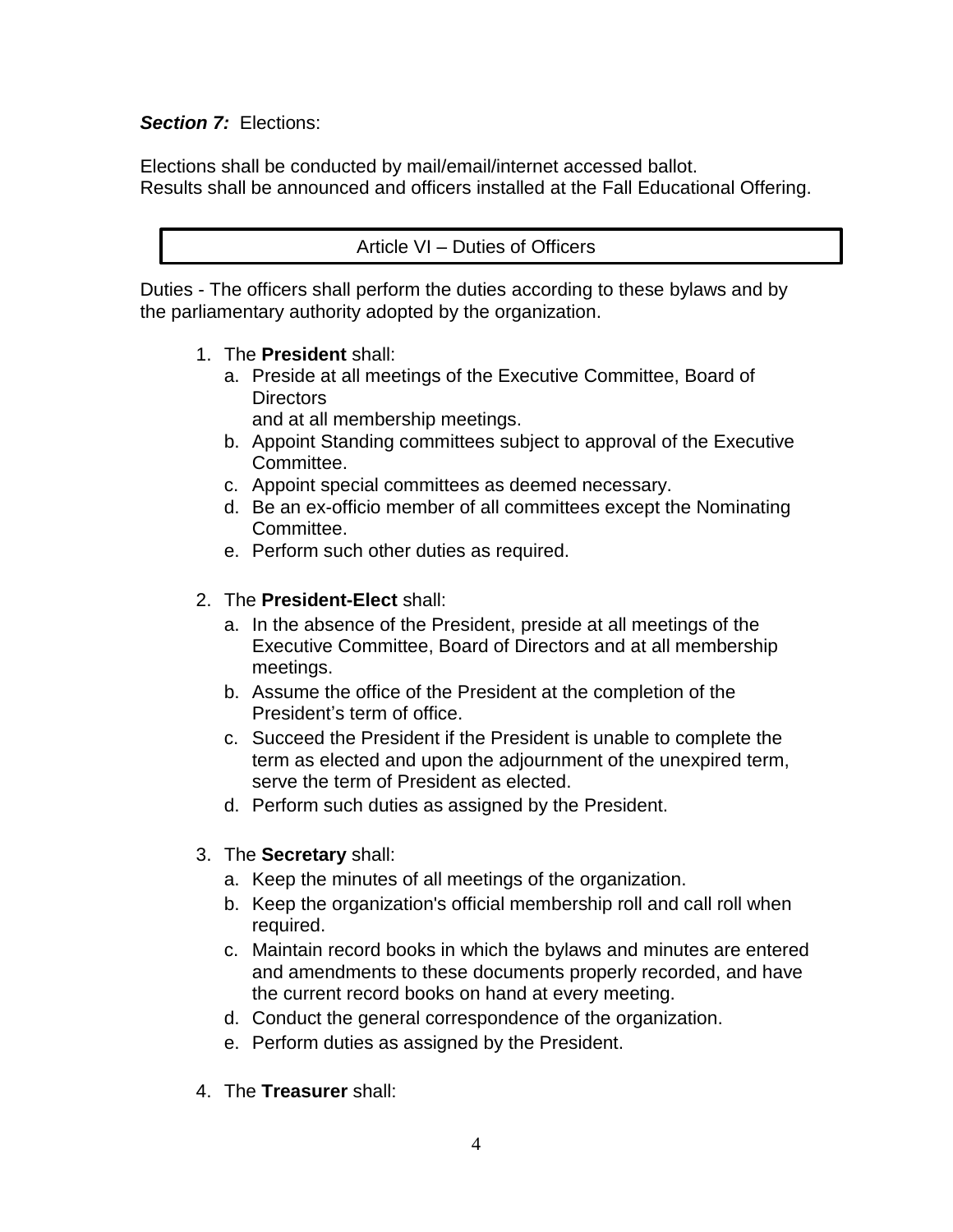***Section 7:*** Elections:

Elections shall be conducted by mail/email/internet accessed ballot.
Results shall be announced and officers installed at the Fall Educational Offering.

## Article VI – Duties of Officers

Duties - The officers shall perform the duties according to these bylaws and by the parliamentary authority adopted by the organization.

1. The **President** shall:
   a. Preside at all meetings of the Executive Committee, Board of Directors and at all membership meetings.
   b. Appoint Standing committees subject to approval of the Executive Committee.
   c. Appoint special committees as deemed necessary.
   d. Be an ex-officio member of all committees except the Nominating Committee.
   e. Perform such other duties as required.

2. The **President-Elect** shall:
   a. In the absence of the President, preside at all meetings of the Executive Committee, Board of Directors and at all membership meetings.
   b. Assume the office of the President at the completion of the President's term of office.
   c. Succeed the President if the President is unable to complete the term as elected and upon the adjournment of the unexpired term, serve the term of President as elected.
   d. Perform such duties as assigned by the President.

3. The **Secretary** shall:
   a. Keep the minutes of all meetings of the organization.
   b. Keep the organization's official membership roll and call roll when required.
   c. Maintain record books in which the bylaws and minutes are entered and amendments to these documents properly recorded, and have the current record books on hand at every meeting.
   d. Conduct the general correspondence of the organization.
   e. Perform duties as assigned by the President.

4. The **Treasurer** shall: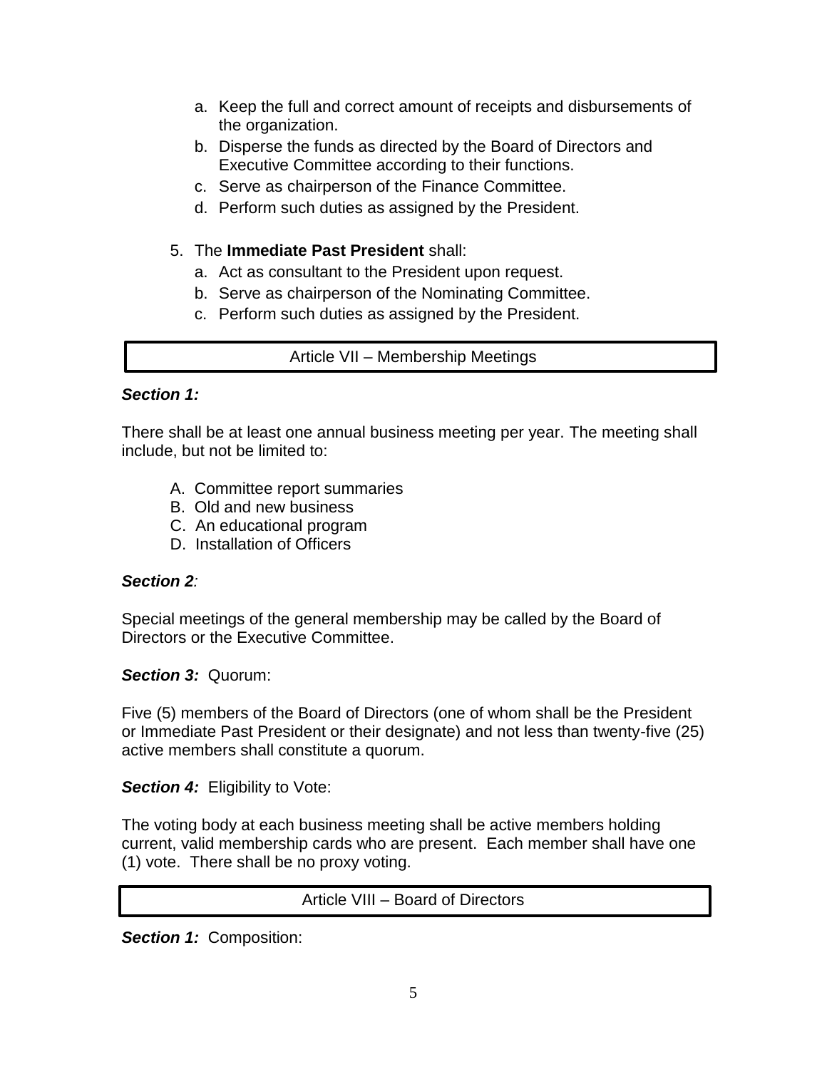a. Keep the full and correct amount of receipts and disbursements of the organization.
b. Disperse the funds as directed by the Board of Directors and Executive Committee according to their functions.
c. Serve as chairperson of the Finance Committee.
d. Perform such duties as assigned by the President.

5. The **Immediate Past President** shall:
    a. Act as consultant to the President upon request.
    b. Serve as chairperson of the Nominating Committee.
    c. Perform such duties as assigned by the President.

## Article VII – Membership Meetings

***Section 1:***

There shall be at least one annual business meeting per year. The meeting shall include, but not be limited to:

A. Committee report summaries
B. Old and new business
C. An educational program
D. Installation of Officers

***Section 2****:*

Special meetings of the general membership may be called by the Board of Directors or the Executive Committee.

***Section 3:*** Quorum:

Five (5) members of the Board of Directors (one of whom shall be the President or Immediate Past President or their designate) and not less than twenty-five (25) active members shall constitute a quorum.

***Section 4:*** Eligibility to Vote:

The voting body at each business meeting shall be active members holding current, valid membership cards who are present. Each member shall have one (1) vote. There shall be no proxy voting.

## Article VIII – Board of Directors

***Section 1:*** Composition: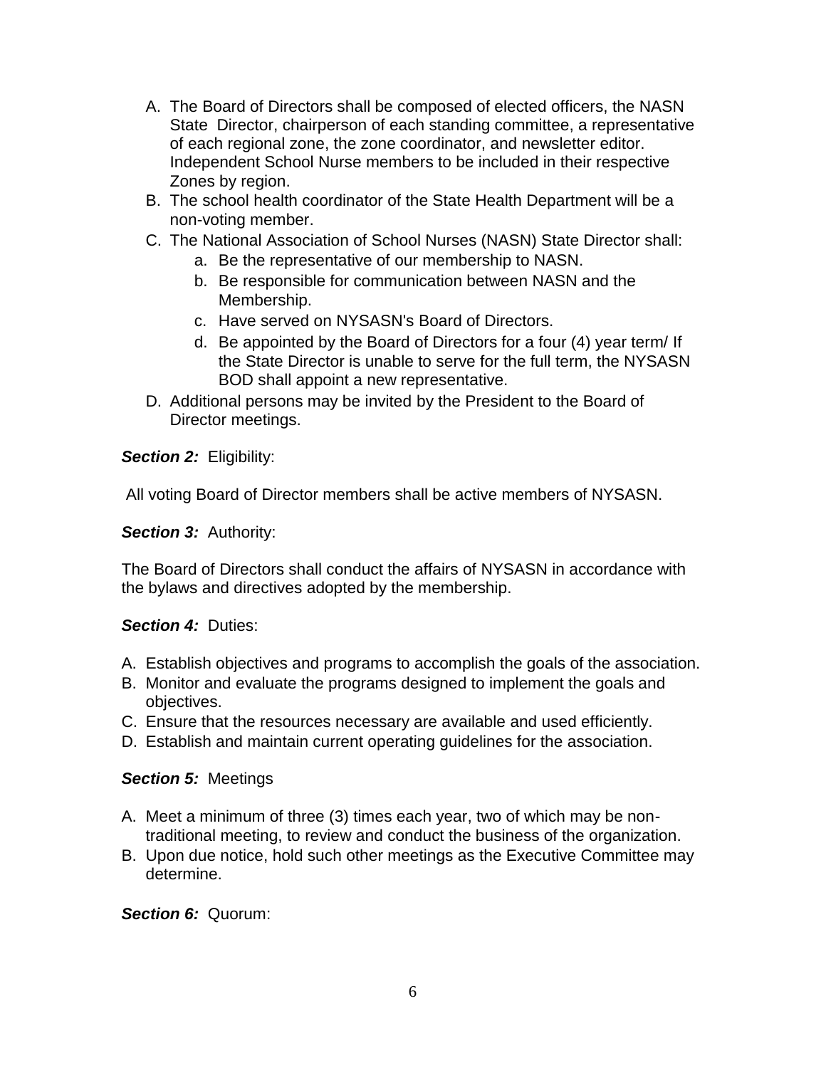A. The Board of Directors shall be composed of elected officers, the NASN State Director, chairperson of each standing committee, a representative of each regional zone, the zone coordinator, and newsletter editor. Independent School Nurse members to be included in their respective Zones by region.
B. The school health coordinator of the State Health Department will be a non-voting member.
C. The National Association of School Nurses (NASN) State Director shall:
    a. Be the representative of our membership to NASN.
    b. Be responsible for communication between NASN and the Membership.
    c. Have served on NYSASN's Board of Directors.
    d. Be appointed by the Board of Directors for a four (4) year term/ If the State Director is unable to serve for the full term, the NYSASN BOD shall appoint a new representative.
D. Additional persons may be invited by the President to the Board of Director meetings.

***Section 2:*** Eligibility:

All voting Board of Director members shall be active members of NYSASN.

***Section 3:*** Authority:

The Board of Directors shall conduct the affairs of NYSASN in accordance with the bylaws and directives adopted by the membership.

***Section 4:*** Duties:

A. Establish objectives and programs to accomplish the goals of the association.
B. Monitor and evaluate the programs designed to implement the goals and objectives.
C. Ensure that the resources necessary are available and used efficiently.
D. Establish and maintain current operating guidelines for the association.

***Section 5:*** Meetings

A. Meet a minimum of three (3) times each year, two of which may be non-traditional meeting, to review and conduct the business of the organization.
B. Upon due notice, hold such other meetings as the Executive Committee may determine.

***Section 6:*** Quorum: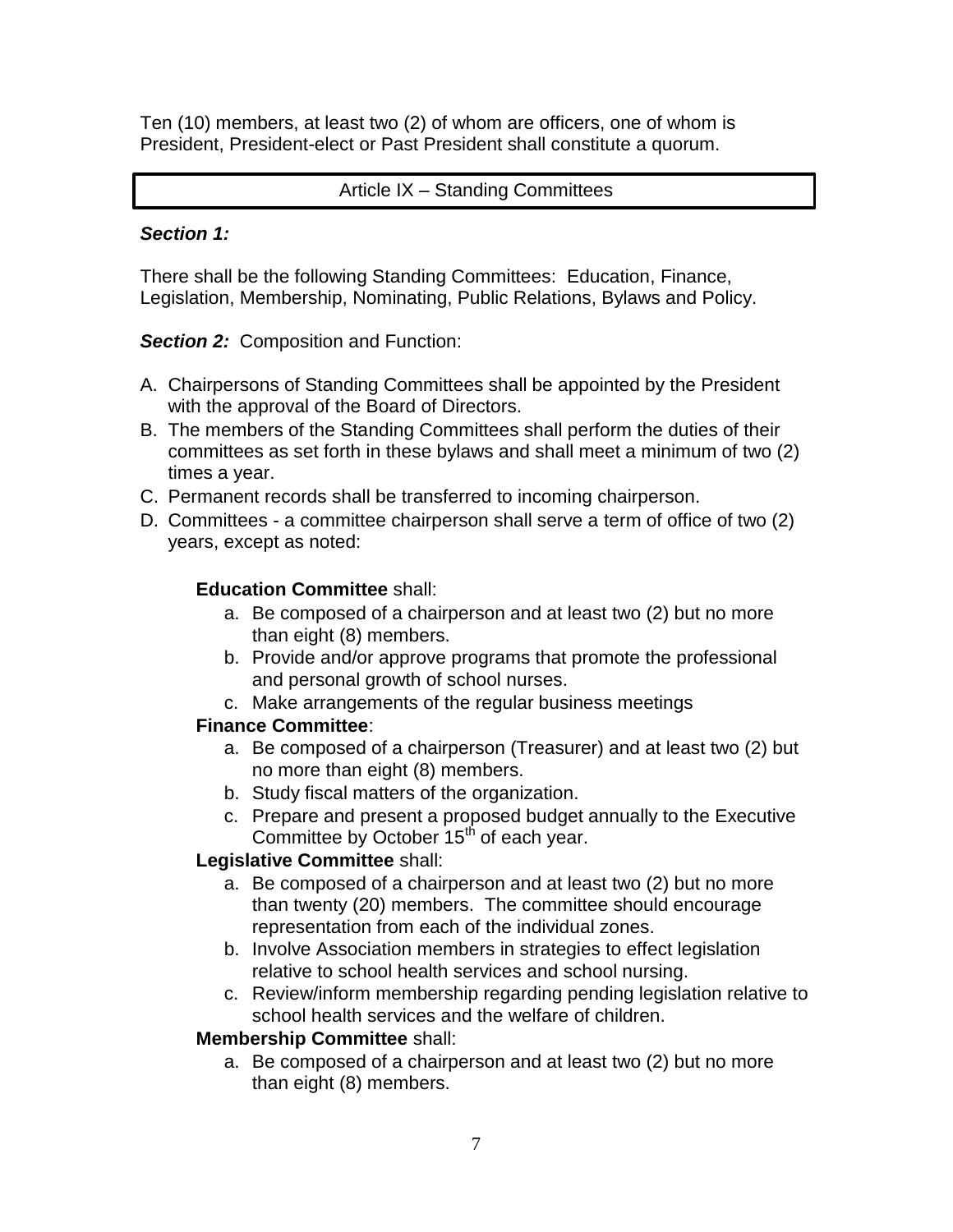Ten (10) members, at least two (2) of whom are officers, one of whom is President, President-elect or Past President shall constitute a quorum.

## Article IX – Standing Committees

***Section 1:***

There shall be the following Standing Committees: Education, Finance, Legislation, Membership, Nominating, Public Relations, Bylaws and Policy.

***Section 2:*** Composition and Function:

A. Chairpersons of Standing Committees shall be appointed by the President with the approval of the Board of Directors.
B. The members of the Standing Committees shall perform the duties of their committees as set forth in these bylaws and shall meet a minimum of two (2) times a year.
C. Permanent records shall be transferred to incoming chairperson.
D. Committees - a committee chairperson shall serve a term of office of two (2) years, except as noted:

**Education Committee** shall:

a. Be composed of a chairperson and at least two (2) but no more than eight (8) members.
b. Provide and/or approve programs that promote the professional and personal growth of school nurses.
c. Make arrangements of the regular business meetings

**Finance Committee**:

a. Be composed of a chairperson (Treasurer) and at least two (2) but no more than eight (8) members.
b. Study fiscal matters of the organization.
c. Prepare and present a proposed budget annually to the Executive Committee by October 15th of each year.

**Legislative Committee** shall:

a. Be composed of a chairperson and at least two (2) but no more than twenty (20) members. The committee should encourage representation from each of the individual zones.
b. Involve Association members in strategies to effect legislation relative to school health services and school nursing.
c. Review/inform membership regarding pending legislation relative to school health services and the welfare of children.

**Membership Committee** shall:

a. Be composed of a chairperson and at least two (2) but no more than eight (8) members.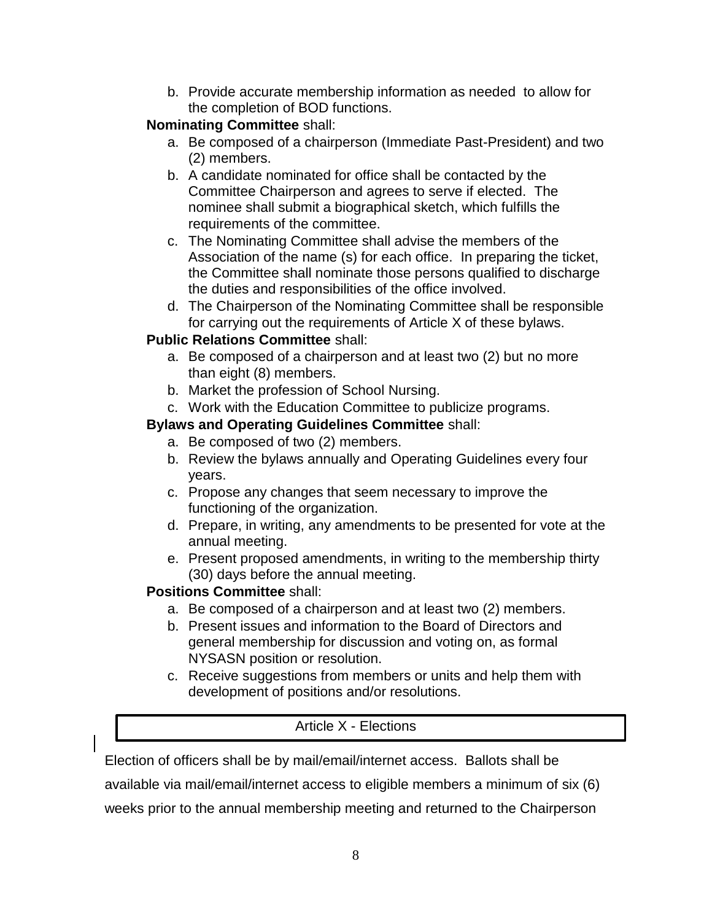b. Provide accurate membership information as needed to allow for the completion of BOD functions.

**Nominating Committee** shall:

a. Be composed of a chairperson (Immediate Past-President) and two (2) members.
b. A candidate nominated for office shall be contacted by the Committee Chairperson and agrees to serve if elected. The nominee shall submit a biographical sketch, which fulfills the requirements of the committee.
c. The Nominating Committee shall advise the members of the Association of the name (s) for each office. In preparing the ticket, the Committee shall nominate those persons qualified to discharge the duties and responsibilities of the office involved.
d. The Chairperson of the Nominating Committee shall be responsible for carrying out the requirements of Article X of these bylaws.

**Public Relations Committee** shall:

a. Be composed of a chairperson and at least two (2) but no more than eight (8) members.
b. Market the profession of School Nursing.
c. Work with the Education Committee to publicize programs.

**Bylaws and Operating Guidelines Committee** shall:

a. Be composed of two (2) members.
b. Review the bylaws annually and Operating Guidelines every four years.
c. Propose any changes that seem necessary to improve the functioning of the organization.
d. Prepare, in writing, any amendments to be presented for vote at the annual meeting.
e. Present proposed amendments, in writing to the membership thirty (30) days before the annual meeting.

**Positions Committee** shall:

a. Be composed of a chairperson and at least two (2) members.
b. Present issues and information to the Board of Directors and general membership for discussion and voting on, as formal NYSASN position or resolution.
c. Receive suggestions from members or units and help them with development of positions and/or resolutions.

## Article X - Elections

Election of officers shall be by mail/email/internet access. Ballots shall be available via mail/email/internet access to eligible members a minimum of six (6) weeks prior to the annual membership meeting and returned to the Chairperson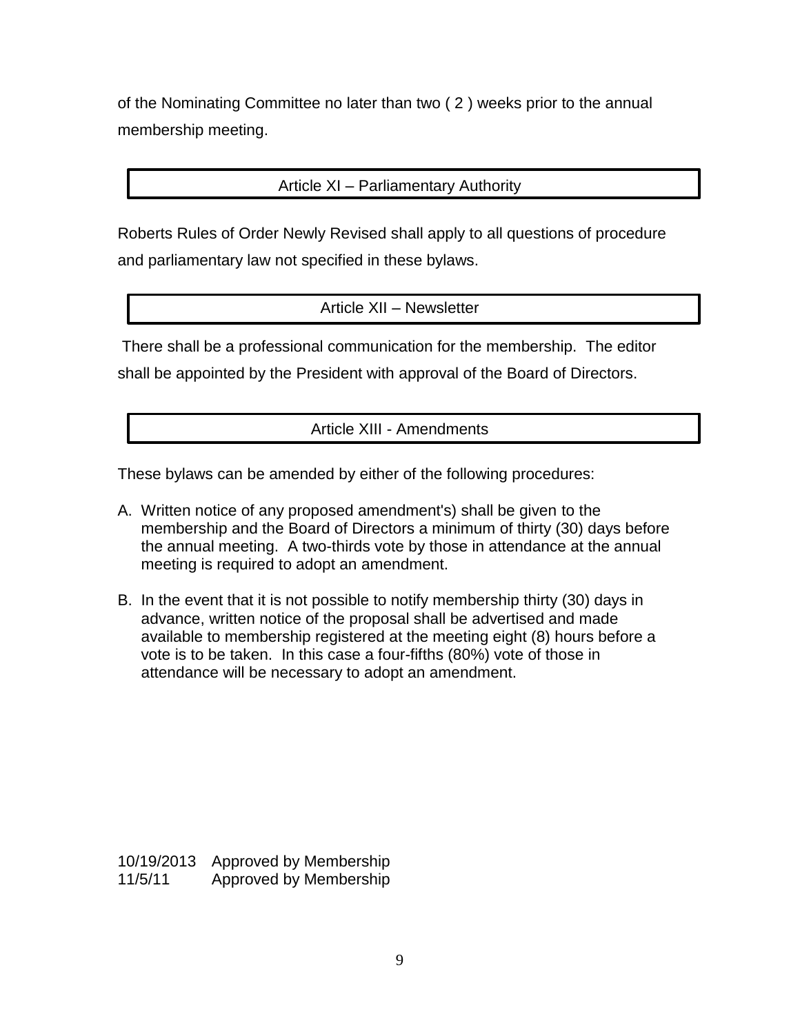of the Nominating Committee no later than two ( 2 ) weeks prior to the annual membership meeting.

## Article XI – Parliamentary Authority

Roberts Rules of Order Newly Revised shall apply to all questions of procedure and parliamentary law not specified in these bylaws.

## Article XII – Newsletter

There shall be a professional communication for the membership. The editor shall be appointed by the President with approval of the Board of Directors.

## Article XIII - Amendments

These bylaws can be amended by either of the following procedures:

A. Written notice of any proposed amendment's) shall be given to the membership and the Board of Directors a minimum of thirty (30) days before the annual meeting. A two-thirds vote by those in attendance at the annual meeting is required to adopt an amendment.

B. In the event that it is not possible to notify membership thirty (30) days in advance, written notice of the proposal shall be advertised and made available to membership registered at the meeting eight (8) hours before a vote is to be taken. In this case a four-fifths (80%) vote of those in attendance will be necessary to adopt an amendment.

10/19/2013 Approved by Membership
11/5/11 Approved by Membership